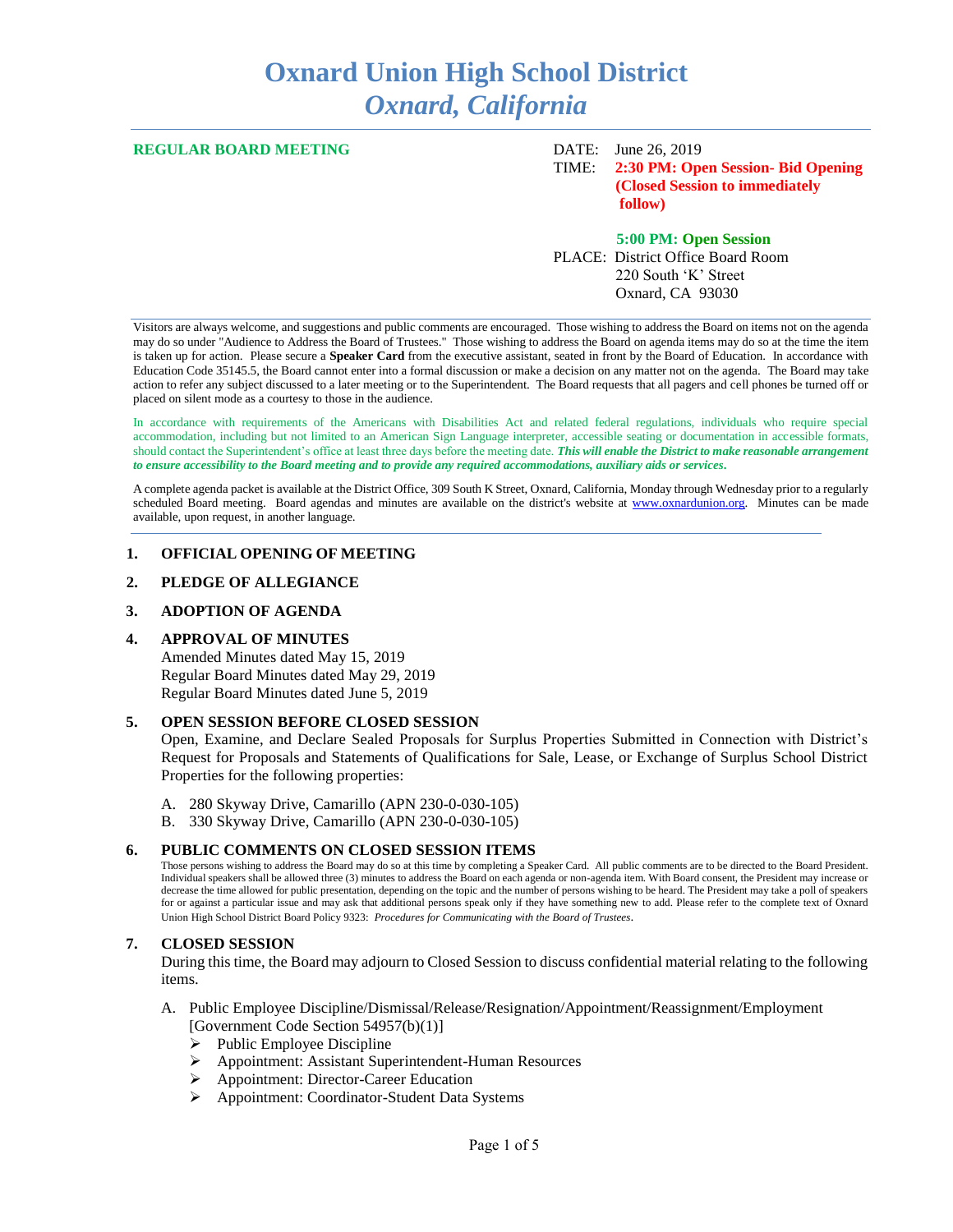# Oxnard Union High School District
## *Oxnard, California*

**REGULAR BOARD MEETING**

DATE: June 26, 2019

TIME: **2:30 PM: Open Session- Bid Opening (Closed Session to immediately follow)**

**5:00 PM: Open Session**

PLACE: District Office Board Room
220 South 'K' Street
Oxnard, CA 93030

Visitors are always welcome, and suggestions and public comments are encouraged. Those wishing to address the Board on items not on the agenda may do so under "Audience to Address the Board of Trustees." Those wishing to address the Board on agenda items may do so at the time the item is taken up for action. Please secure a **Speaker Card** from the executive assistant, seated in front by the Board of Education. In accordance with Education Code 35145.5, the Board cannot enter into a formal discussion or make a decision on any matter not on the agenda. The Board may take action to refer any subject discussed to a later meeting or to the Superintendent. The Board requests that all pagers and cell phones be turned off or placed on silent mode as a courtesy to those in the audience.

In accordance with requirements of the Americans with Disabilities Act and related federal regulations, individuals who require special accommodation, including but not limited to an American Sign Language interpreter, accessible seating or documentation in accessible formats, should contact the Superintendent's office at least three days before the meeting date. ***This will enable the District to make reasonable arrangement to ensure accessibility to the Board meeting and to provide any required accommodations, auxiliary aids or services.***

A complete agenda packet is available at the District Office, 309 South K Street, Oxnard, California, Monday through Wednesday prior to a regularly scheduled Board meeting. Board agendas and minutes are available on the district's website at www.oxnardunion.org. Minutes can be made available, upon request, in another language.

**1. OFFICIAL OPENING OF MEETING**

**2. PLEDGE OF ALLEGIANCE**

**3. ADOPTION OF AGENDA**

**4. APPROVAL OF MINUTES**

Amended Minutes dated May 15, 2019
Regular Board Minutes dated May 29, 2019
Regular Board Minutes dated June 5, 2019

**5. OPEN SESSION BEFORE CLOSED SESSION**

Open, Examine, and Declare Sealed Proposals for Surplus Properties Submitted in Connection with District's Request for Proposals and Statements of Qualifications for Sale, Lease, or Exchange of Surplus School District Properties for the following properties:

A. 280 Skyway Drive, Camarillo (APN 230-0-030-105)
B. 330 Skyway Drive, Camarillo (APN 230-0-030-105)

**6. PUBLIC COMMENTS ON CLOSED SESSION ITEMS**

Those persons wishing to address the Board may do so at this time by completing a Speaker Card. All public comments are to be directed to the Board President. Individual speakers shall be allowed three (3) minutes to address the Board on each agenda or non-agenda item. With Board consent, the President may increase or decrease the time allowed for public presentation, depending on the topic and the number of persons wishing to be heard. The President may take a poll of speakers for or against a particular issue and may ask that additional persons speak only if they have something new to add. Please refer to the complete text of Oxnard Union High School District Board Policy 9323: *Procedures for Communicating with the Board of Trustees*.

**7. CLOSED SESSION**

During this time, the Board may adjourn to Closed Session to discuss confidential material relating to the following items.

A. Public Employee Discipline/Dismissal/Release/Resignation/Appointment/Reassignment/Employment [Government Code Section 54957(b)(1)]
   - Public Employee Discipline
   - Appointment: Assistant Superintendent-Human Resources
   - Appointment: Director-Career Education
   - Appointment: Coordinator-Student Data Systems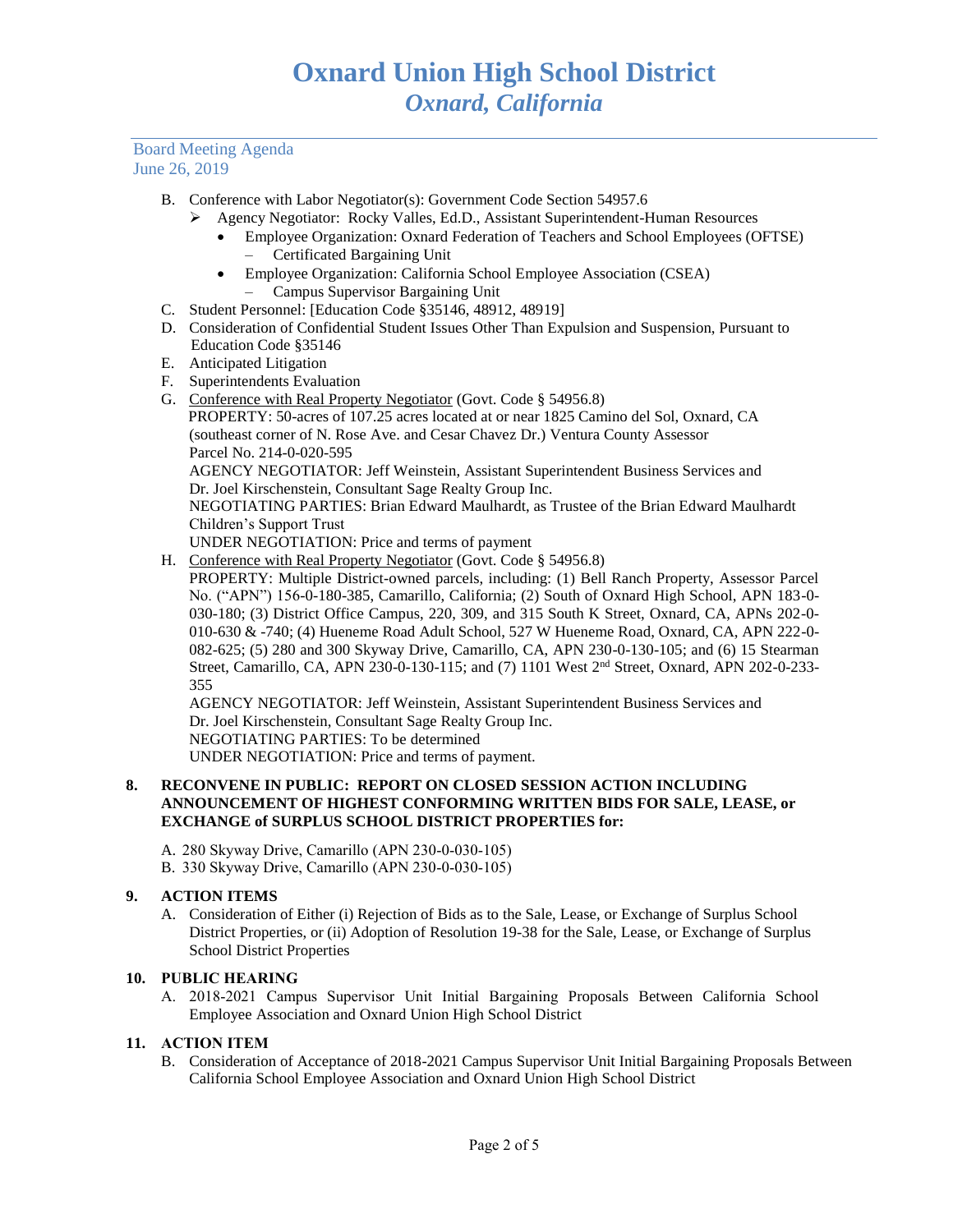B. Conference with Labor Negotiator(s): Government Code Section 54957.6
   - Agency Negotiator: Rocky Valles, Ed.D., Assistant Superintendent-Human Resources
     - Employee Organization: Oxnard Federation of Teachers and School Employees (OFTSE)
       – Certificated Bargaining Unit
     - Employee Organization: California School Employee Association (CSEA)
       – Campus Supervisor Bargaining Unit

C. Student Personnel: [Education Code §35146, 48912, 48919]

D. Consideration of Confidential Student Issues Other Than Expulsion and Suspension, Pursuant to Education Code §35146

E. Anticipated Litigation

F. Superintendents Evaluation

G. Conference with Real Property Negotiator (Govt. Code § 54956.8)
   PROPERTY: 50-acres of 107.25 acres located at or near 1825 Camino del Sol, Oxnard, CA (southeast corner of N. Rose Ave. and Cesar Chavez Dr.) Ventura County Assessor Parcel No. 214-0-020-595
   AGENCY NEGOTIATOR: Jeff Weinstein, Assistant Superintendent Business Services and Dr. Joel Kirschenstein, Consultant Sage Realty Group Inc.
   NEGOTIATING PARTIES: Brian Edward Maulhardt, as Trustee of the Brian Edward Maulhardt Children's Support Trust
   UNDER NEGOTIATION: Price and terms of payment

H. Conference with Real Property Negotiator (Govt. Code § 54956.8)
   PROPERTY: Multiple District-owned parcels, including: (1) Bell Ranch Property, Assessor Parcel No. ("APN") 156-0-180-385, Camarillo, California; (2) South of Oxnard High School, APN 183-0-030-180; (3) District Office Campus, 220, 309, and 315 South K Street, Oxnard, CA, APNs 202-0-010-630 & -740; (4) Hueneme Road Adult School, 527 W Hueneme Road, Oxnard, CA, APN 222-0-082-625; (5) 280 and 300 Skyway Drive, Camarillo, CA, APN 230-0-130-105; and (6) 15 Stearman Street, Camarillo, CA, APN 230-0-130-115; and (7) 1101 West 2nd Street, Oxnard, APN 202-0-233-355
   AGENCY NEGOTIATOR: Jeff Weinstein, Assistant Superintendent Business Services and Dr. Joel Kirschenstein, Consultant Sage Realty Group Inc.
   NEGOTIATING PARTIES: To be determined
   UNDER NEGOTIATION: Price and terms of payment.

**8. RECONVENE IN PUBLIC: REPORT ON CLOSED SESSION ACTION INCLUDING ANNOUNCEMENT OF HIGHEST CONFORMING WRITTEN BIDS FOR SALE, LEASE, or EXCHANGE of SURPLUS SCHOOL DISTRICT PROPERTIES for:**

A. 280 Skyway Drive, Camarillo (APN 230-0-030-105)

B. 330 Skyway Drive, Camarillo (APN 230-0-030-105)

**9. ACTION ITEMS**

A. Consideration of Either (i) Rejection of Bids as to the Sale, Lease, or Exchange of Surplus School District Properties, or (ii) Adoption of Resolution 19-38 for the Sale, Lease, or Exchange of Surplus School District Properties

**10. PUBLIC HEARING**

A. 2018-2021 Campus Supervisor Unit Initial Bargaining Proposals Between California School Employee Association and Oxnard Union High School District

**11. ACTION ITEM**

B. Consideration of Acceptance of 2018-2021 Campus Supervisor Unit Initial Bargaining Proposals Between California School Employee Association and Oxnard Union High School District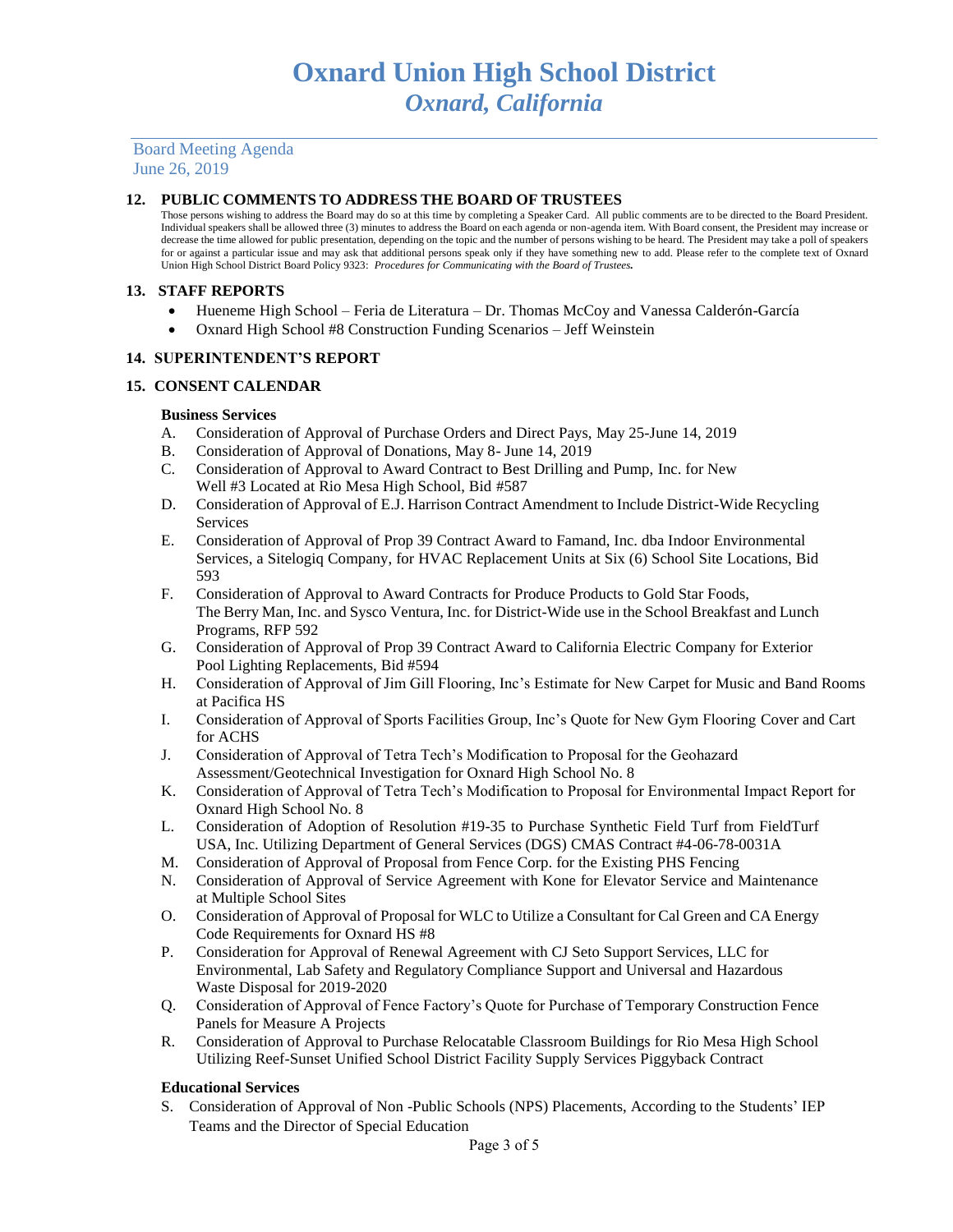# Oxnard Union High School District

## *Oxnard, California*

Board Meeting Agenda
June 26, 2019

### 12. PUBLIC COMMENTS TO ADDRESS THE BOARD OF TRUSTEES

Those persons wishing to address the Board may do so at this time by completing a Speaker Card. All public comments are to be directed to the Board President. Individual speakers shall be allowed three (3) minutes to address the Board on each agenda or non-agenda item. With Board consent, the President may increase or decrease the time allowed for public presentation, depending on the topic and the number of persons wishing to be heard. The President may take a poll of speakers for or against a particular issue and may ask that additional persons speak only if they have something new to add. Please refer to the complete text of Oxnard Union High School District Board Policy 9323: ***Procedures for Communicating with the Board of Trustees.***

### 13. STAFF REPORTS

- Hueneme High School – Feria de Literatura – Dr. Thomas McCoy and Vanessa Calderón-García
- Oxnard High School #8 Construction Funding Scenarios – Jeff Weinstein

### 14. SUPERINTENDENT'S REPORT

### 15. CONSENT CALENDAR

**Business Services**

A. Consideration of Approval of Purchase Orders and Direct Pays, May 25-June 14, 2019
B. Consideration of Approval of Donations, May 8- June 14, 2019
C. Consideration of Approval to Award Contract to Best Drilling and Pump, Inc. for New Well #3 Located at Rio Mesa High School, Bid #587
D. Consideration of Approval of E.J. Harrison Contract Amendment to Include District-Wide Recycling Services
E. Consideration of Approval of Prop 39 Contract Award to Famand, Inc. dba Indoor Environmental Services, a Sitelogiq Company, for HVAC Replacement Units at Six (6) School Site Locations, Bid 593
F. Consideration of Approval to Award Contracts for Produce Products to Gold Star Foods, The Berry Man, Inc. and Sysco Ventura, Inc. for District-Wide use in the School Breakfast and Lunch Programs, RFP 592
G. Consideration of Approval of Prop 39 Contract Award to California Electric Company for Exterior Pool Lighting Replacements, Bid #594
H. Consideration of Approval of Jim Gill Flooring, Inc's Estimate for New Carpet for Music and Band Rooms at Pacifica HS
I. Consideration of Approval of Sports Facilities Group, Inc's Quote for New Gym Flooring Cover and Cart for ACHS
J. Consideration of Approval of Tetra Tech's Modification to Proposal for the Geohazard Assessment/Geotechnical Investigation for Oxnard High School No. 8
K. Consideration of Approval of Tetra Tech's Modification to Proposal for Environmental Impact Report for Oxnard High School No. 8
L. Consideration of Adoption of Resolution #19-35 to Purchase Synthetic Field Turf from FieldTurf USA, Inc. Utilizing Department of General Services (DGS) CMAS Contract #4-06-78-0031A
M. Consideration of Approval of Proposal from Fence Corp. for the Existing PHS Fencing
N. Consideration of Approval of Service Agreement with Kone for Elevator Service and Maintenance at Multiple School Sites
O. Consideration of Approval of Proposal for WLC to Utilize a Consultant for Cal Green and CA Energy Code Requirements for Oxnard HS #8
P. Consideration for Approval of Renewal Agreement with CJ Seto Support Services, LLC for Environmental, Lab Safety and Regulatory Compliance Support and Universal and Hazardous Waste Disposal for 2019-2020
Q. Consideration of Approval of Fence Factory's Quote for Purchase of Temporary Construction Fence Panels for Measure A Projects
R. Consideration of Approval to Purchase Relocatable Classroom Buildings for Rio Mesa High School Utilizing Reef-Sunset Unified School District Facility Supply Services Piggyback Contract

**Educational Services**

S. Consideration of Approval of Non -Public Schools (NPS) Placements, According to the Students' IEP Teams and the Director of Special Education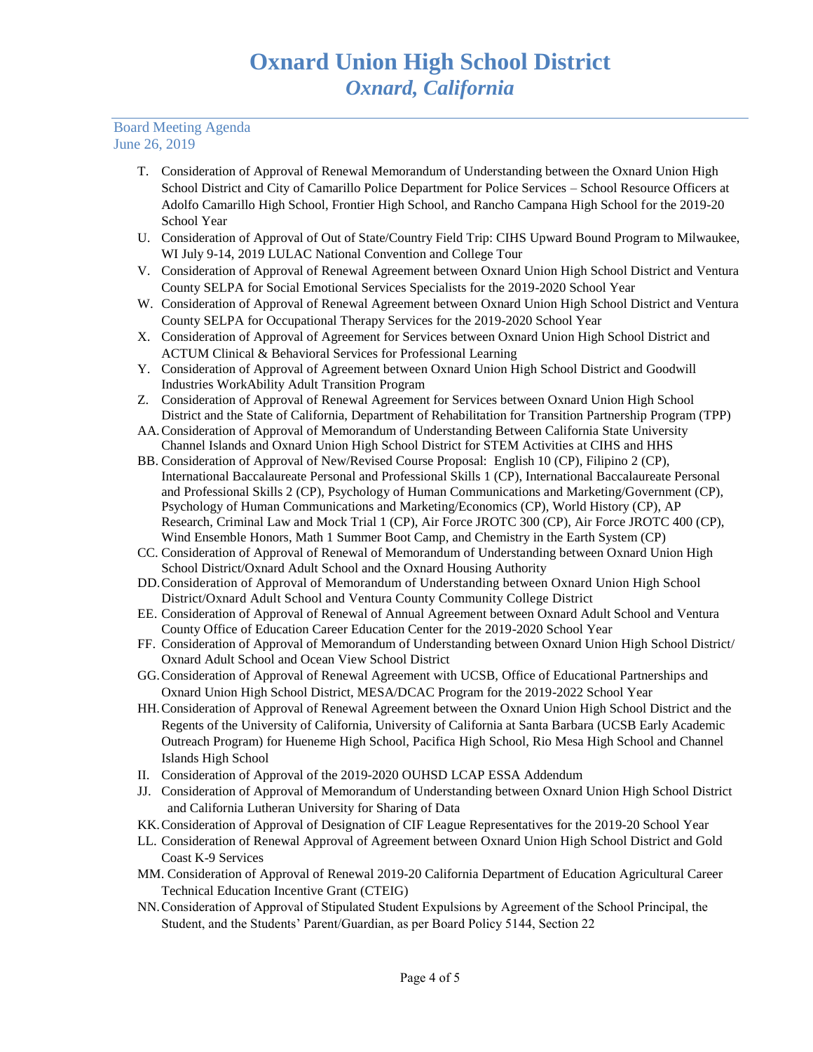# Oxnard Union High School District
## *Oxnard, California*

Board Meeting Agenda
June 26, 2019

T. Consideration of Approval of Renewal Memorandum of Understanding between the Oxnard Union High School District and City of Camarillo Police Department for Police Services – School Resource Officers at Adolfo Camarillo High School, Frontier High School, and Rancho Campana High School for the 2019-20 School Year

U. Consideration of Approval of Out of State/Country Field Trip: CIHS Upward Bound Program to Milwaukee, WI July 9-14, 2019 LULAC National Convention and College Tour

V. Consideration of Approval of Renewal Agreement between Oxnard Union High School District and Ventura County SELPA for Social Emotional Services Specialists for the 2019-2020 School Year

W. Consideration of Approval of Renewal Agreement between Oxnard Union High School District and Ventura County SELPA for Occupational Therapy Services for the 2019-2020 School Year

X. Consideration of Approval of Agreement for Services between Oxnard Union High School District and ACTUM Clinical & Behavioral Services for Professional Learning

Y. Consideration of Approval of Agreement between Oxnard Union High School District and Goodwill Industries WorkAbility Adult Transition Program

Z. Consideration of Approval of Renewal Agreement for Services between Oxnard Union High School District and the State of California, Department of Rehabilitation for Transition Partnership Program (TPP)

AA. Consideration of Approval of Memorandum of Understanding Between California State University Channel Islands and Oxnard Union High School District for STEM Activities at CIHS and HHS

BB. Consideration of Approval of New/Revised Course Proposal: English 10 (CP), Filipino 2 (CP), International Baccalaureate Personal and Professional Skills 1 (CP), International Baccalaureate Personal and Professional Skills 2 (CP), Psychology of Human Communications and Marketing/Government (CP), Psychology of Human Communications and Marketing/Economics (CP), World History (CP), AP Research, Criminal Law and Mock Trial 1 (CP), Air Force JROTC 300 (CP), Air Force JROTC 400 (CP), Wind Ensemble Honors, Math 1 Summer Boot Camp, and Chemistry in the Earth System (CP)

CC. Consideration of Approval of Renewal of Memorandum of Understanding between Oxnard Union High School District/Oxnard Adult School and the Oxnard Housing Authority

DD. Consideration of Approval of Memorandum of Understanding between Oxnard Union High School District/Oxnard Adult School and Ventura County Community College District

EE. Consideration of Approval of Renewal of Annual Agreement between Oxnard Adult School and Ventura County Office of Education Career Education Center for the 2019-2020 School Year

FF. Consideration of Approval of Memorandum of Understanding between Oxnard Union High School District/ Oxnard Adult School and Ocean View School District

GG. Consideration of Approval of Renewal Agreement with UCSB, Office of Educational Partnerships and Oxnard Union High School District, MESA/DCAC Program for the 2019-2022 School Year

HH. Consideration of Approval of Renewal Agreement between the Oxnard Union High School District and the Regents of the University of California, University of California at Santa Barbara (UCSB Early Academic Outreach Program) for Hueneme High School, Pacifica High School, Rio Mesa High School and Channel Islands High School

II. Consideration of Approval of the 2019-2020 OUHSD LCAP ESSA Addendum

JJ. Consideration of Approval of Memorandum of Understanding between Oxnard Union High School District and California Lutheran University for Sharing of Data

KK. Consideration of Approval of Designation of CIF League Representatives for the 2019-20 School Year

LL. Consideration of Renewal Approval of Agreement between Oxnard Union High School District and Gold Coast K-9 Services

MM. Consideration of Approval of Renewal 2019-20 California Department of Education Agricultural Career Technical Education Incentive Grant (CTEIG)

NN. Consideration of Approval of Stipulated Student Expulsions by Agreement of the School Principal, the Student, and the Students' Parent/Guardian, as per Board Policy 5144, Section 22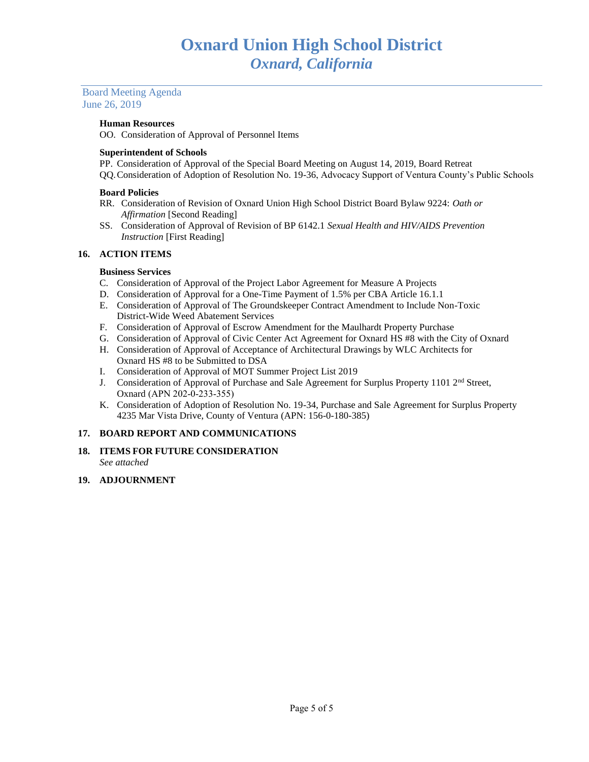**Human Resources**

OO. Consideration of Approval of Personnel Items

**Superintendent of Schools**

PP. Consideration of Approval of the Special Board Meeting on August 14, 2019, Board Retreat

QQ. Consideration of Adoption of Resolution No. 19-36, Advocacy Support of Ventura County's Public Schools

**Board Policies**

RR. Consideration of Revision of Oxnard Union High School District Board Bylaw 9224: *Oath or Affirmation* [Second Reading]

SS. Consideration of Approval of Revision of BP 6142.1 *Sexual Health and HIV/AIDS Prevention Instruction* [First Reading]

**16. ACTION ITEMS**

**Business Services**

C. Consideration of Approval of the Project Labor Agreement for Measure A Projects

D. Consideration of Approval for a One-Time Payment of 1.5% per CBA Article 16.1.1

E. Consideration of Approval of The Groundskeeper Contract Amendment to Include Non-Toxic District-Wide Weed Abatement Services

F. Consideration of Approval of Escrow Amendment for the Maulhardt Property Purchase

G. Consideration of Approval of Civic Center Act Agreement for Oxnard HS #8 with the City of Oxnard

H. Consideration of Approval of Acceptance of Architectural Drawings by WLC Architects for Oxnard HS #8 to be Submitted to DSA

I. Consideration of Approval of MOT Summer Project List 2019

J. Consideration of Approval of Purchase and Sale Agreement for Surplus Property 1101 2nd Street, Oxnard (APN 202-0-233-355)

K. Consideration of Adoption of Resolution No. 19-34, Purchase and Sale Agreement for Surplus Property 4235 Mar Vista Drive, County of Ventura (APN: 156-0-180-385)

**17. BOARD REPORT AND COMMUNICATIONS**

**18. ITEMS FOR FUTURE CONSIDERATION**

*See attached*

**19. ADJOURNMENT**